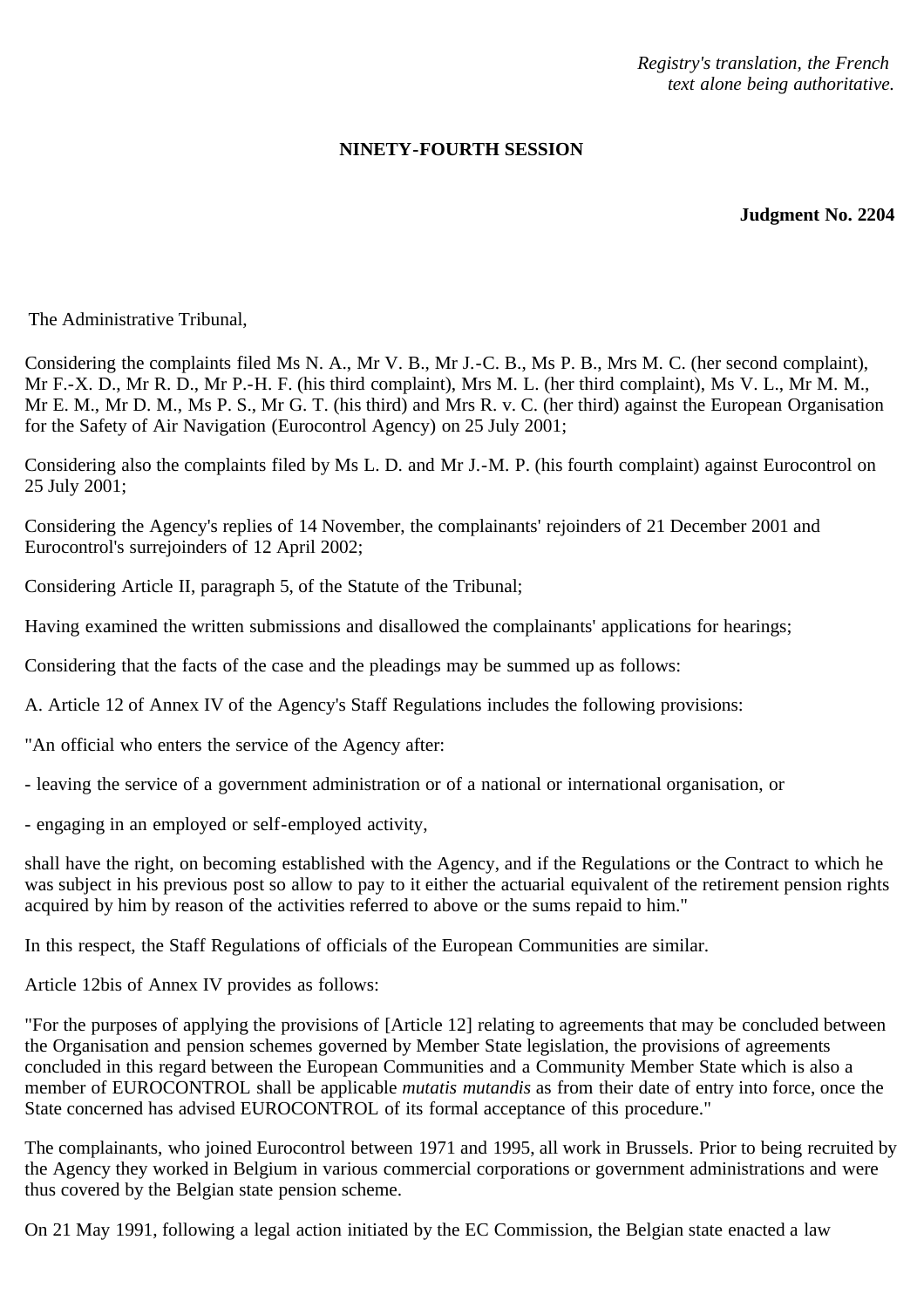*Registry's translation, the French text alone being authoritative.*

**NINETY-FOURTH SESSION**

**Judgment No. 2204**

The Administrative Tribunal,

Considering the complaints filed Ms N. A., Mr V. B., Mr J.-C. B., Ms P. B., Mrs M. C. (her second complaint), Mr F.-X. D., Mr R. D., Mr P.-H. F. (his third complaint), Mrs M. L. (her third complaint), Ms V. L., Mr M. M., Mr E. M., Mr D. M., Ms P. S., Mr G. T. (his third) and Mrs R. v. C. (her third) against the European Organisation for the Safety of Air Navigation (Eurocontrol Agency) on 25 July 2001;

Considering also the complaints filed by Ms L. D. and Mr J.-M. P. (his fourth complaint) against Eurocontrol on 25 July 2001;

Considering the Agency's replies of 14 November, the complainants' rejoinders of 21 December 2001 and Eurocontrol's surrejoinders of 12 April 2002;

Considering Article II, paragraph 5, of the Statute of the Tribunal;

Having examined the written submissions and disallowed the complainants' applications for hearings;

Considering that the facts of the case and the pleadings may be summed up as follows:

A. Article 12 of Annex IV of the Agency's Staff Regulations includes the following provisions:

"An official who enters the service of the Agency after:

- leaving the service of a government administration or of a national or international organisation, or

- engaging in an employed or self-employed activity,

shall have the right, on becoming established with the Agency, and if the Regulations or the Contract to which he was subject in his previous post so allow to pay to it either the actuarial equivalent of the retirement pension rights acquired by him by reason of the activities referred to above or the sums repaid to him."

In this respect, the Staff Regulations of officials of the European Communities are similar.

Article 12bis of Annex IV provides as follows:

"For the purposes of applying the provisions of [Article 12] relating to agreements that may be concluded between the Organisation and pension schemes governed by Member State legislation, the provisions of agreements concluded in this regard between the European Communities and a Community Member State which is also a member of EUROCONTROL shall be applicable *mutatis mutandis* as from their date of entry into force, once the State concerned has advised EUROCONTROL of its formal acceptance of this procedure."

The complainants, who joined Eurocontrol between 1971 and 1995, all work in Brussels. Prior to being recruited by the Agency they worked in Belgium in various commercial corporations or government administrations and were thus covered by the Belgian state pension scheme.

On 21 May 1991, following a legal action initiated by the EC Commission, the Belgian state enacted a law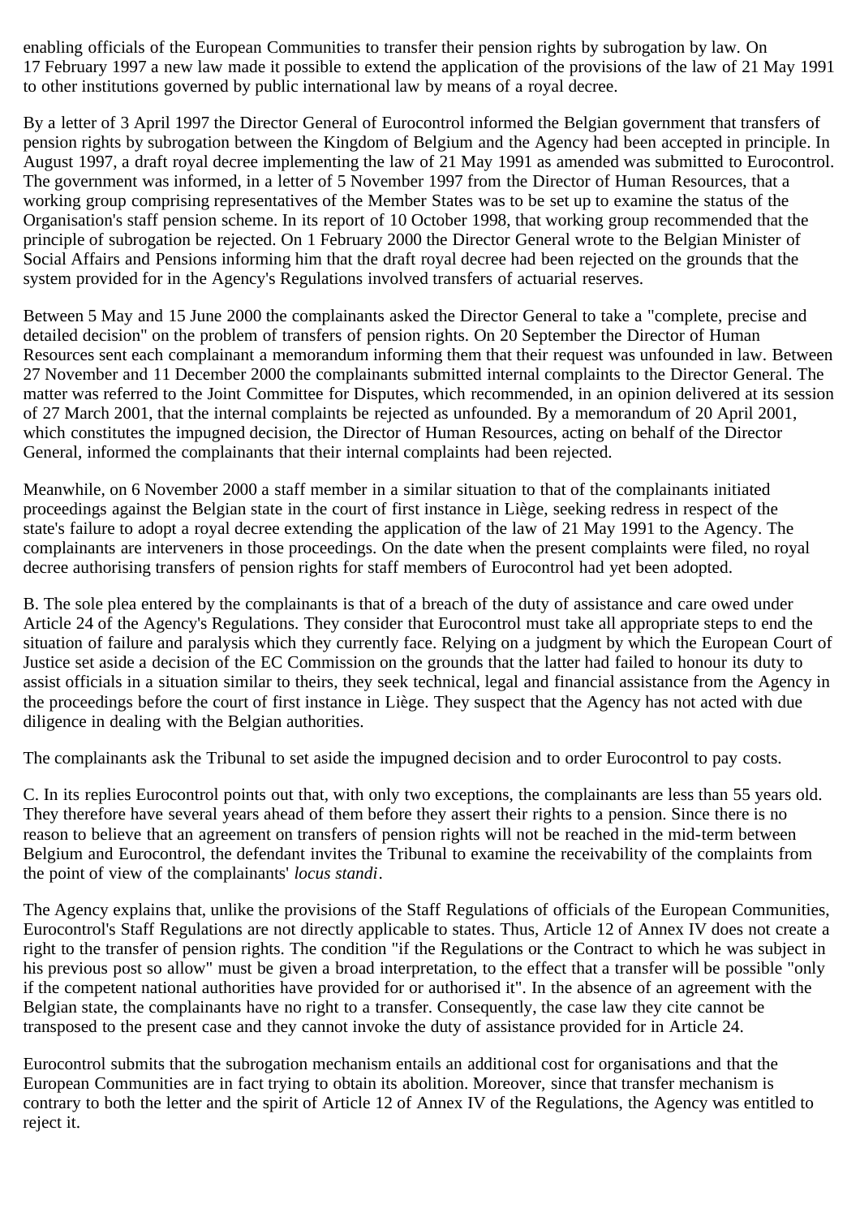enabling officials of the European Communities to transfer their pension rights by subrogation by law. On 17 February 1997 a new law made it possible to extend the application of the provisions of the law of 21 May 1991 to other institutions governed by public international law by means of a royal decree.

By a letter of 3 April 1997 the Director General of Eurocontrol informed the Belgian government that transfers of pension rights by subrogation between the Kingdom of Belgium and the Agency had been accepted in principle. In August 1997, a draft royal decree implementing the law of 21 May 1991 as amended was submitted to Eurocontrol. The government was informed, in a letter of 5 November 1997 from the Director of Human Resources, that a working group comprising representatives of the Member States was to be set up to examine the status of the Organisation's staff pension scheme. In its report of 10 October 1998, that working group recommended that the principle of subrogation be rejected. On 1 February 2000 the Director General wrote to the Belgian Minister of Social Affairs and Pensions informing him that the draft royal decree had been rejected on the grounds that the system provided for in the Agency's Regulations involved transfers of actuarial reserves.

Between 5 May and 15 June 2000 the complainants asked the Director General to take a "complete, precise and detailed decision" on the problem of transfers of pension rights. On 20 September the Director of Human Resources sent each complainant a memorandum informing them that their request was unfounded in law. Between 27 November and 11 December 2000 the complainants submitted internal complaints to the Director General. The matter was referred to the Joint Committee for Disputes, which recommended, in an opinion delivered at its session of 27 March 2001, that the internal complaints be rejected as unfounded. By a memorandum of 20 April 2001, which constitutes the impugned decision, the Director of Human Resources, acting on behalf of the Director General, informed the complainants that their internal complaints had been rejected.

Meanwhile, on 6 November 2000 a staff member in a similar situation to that of the complainants initiated proceedings against the Belgian state in the court of first instance in Liège, seeking redress in respect of the state's failure to adopt a royal decree extending the application of the law of 21 May 1991 to the Agency. The complainants are interveners in those proceedings. On the date when the present complaints were filed, no royal decree authorising transfers of pension rights for staff members of Eurocontrol had yet been adopted.

B. The sole plea entered by the complainants is that of a breach of the duty of assistance and care owed under Article 24 of the Agency's Regulations. They consider that Eurocontrol must take all appropriate steps to end the situation of failure and paralysis which they currently face. Relying on a judgment by which the European Court of Justice set aside a decision of the EC Commission on the grounds that the latter had failed to honour its duty to assist officials in a situation similar to theirs, they seek technical, legal and financial assistance from the Agency in the proceedings before the court of first instance in Liège. They suspect that the Agency has not acted with due diligence in dealing with the Belgian authorities.

The complainants ask the Tribunal to set aside the impugned decision and to order Eurocontrol to pay costs.

C. In its replies Eurocontrol points out that, with only two exceptions, the complainants are less than 55 years old. They therefore have several years ahead of them before they assert their rights to a pension. Since there is no reason to believe that an agreement on transfers of pension rights will not be reached in the mid-term between Belgium and Eurocontrol, the defendant invites the Tribunal to examine the receivability of the complaints from the point of view of the complainants' *locus standi*.

The Agency explains that, unlike the provisions of the Staff Regulations of officials of the European Communities, Eurocontrol's Staff Regulations are not directly applicable to states. Thus, Article 12 of Annex IV does not create a right to the transfer of pension rights. The condition "if the Regulations or the Contract to which he was subject in his previous post so allow" must be given a broad interpretation, to the effect that a transfer will be possible "only if the competent national authorities have provided for or authorised it". In the absence of an agreement with the Belgian state, the complainants have no right to a transfer. Consequently, the case law they cite cannot be transposed to the present case and they cannot invoke the duty of assistance provided for in Article 24.

Eurocontrol submits that the subrogation mechanism entails an additional cost for organisations and that the European Communities are in fact trying to obtain its abolition. Moreover, since that transfer mechanism is contrary to both the letter and the spirit of Article 12 of Annex IV of the Regulations, the Agency was entitled to reject it.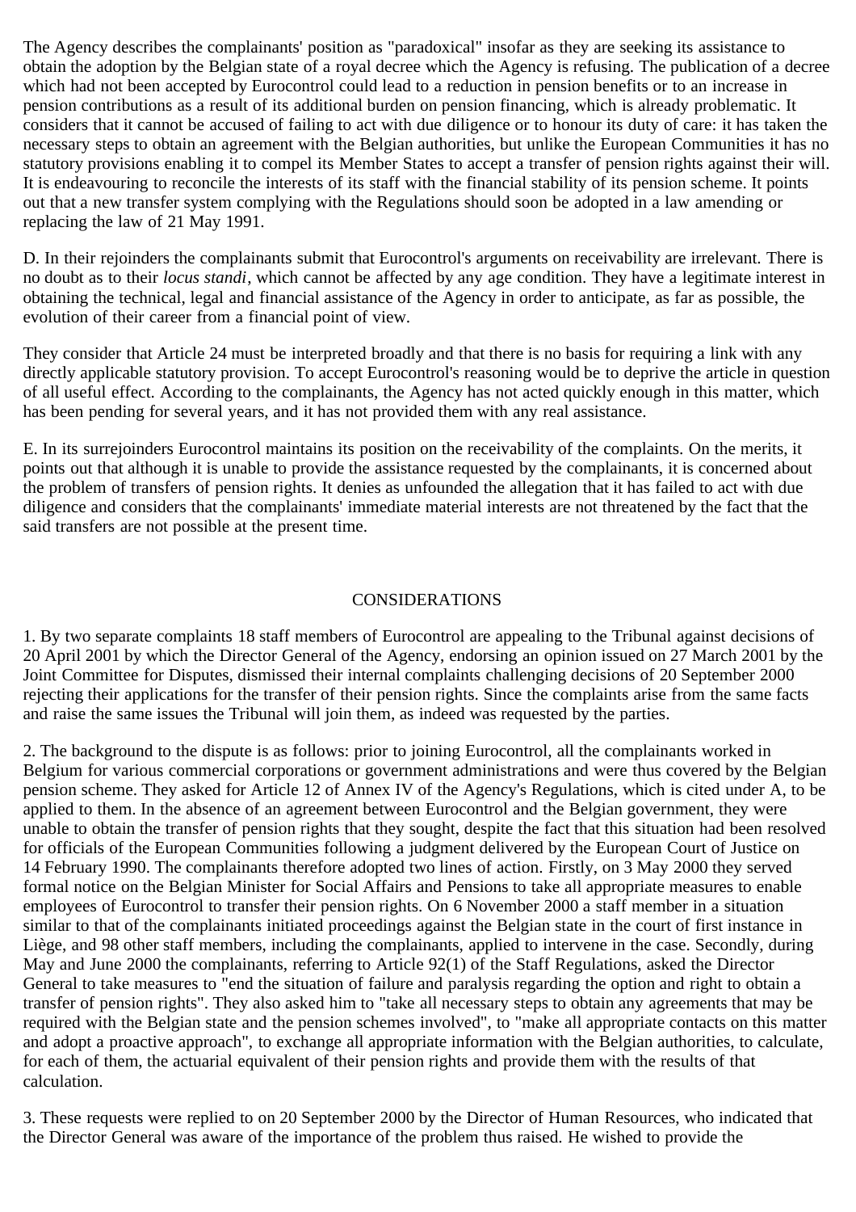The Agency describes the complainants' position as "paradoxical" insofar as they are seeking its assistance to obtain the adoption by the Belgian state of a royal decree which the Agency is refusing. The publication of a decree which had not been accepted by Eurocontrol could lead to a reduction in pension benefits or to an increase in pension contributions as a result of its additional burden on pension financing, which is already problematic. It considers that it cannot be accused of failing to act with due diligence or to honour its duty of care: it has taken the necessary steps to obtain an agreement with the Belgian authorities, but unlike the European Communities it has no statutory provisions enabling it to compel its Member States to accept a transfer of pension rights against their will. It is endeavouring to reconcile the interests of its staff with the financial stability of its pension scheme. It points out that a new transfer system complying with the Regulations should soon be adopted in a law amending or replacing the law of 21 May 1991.

D. In their rejoinders the complainants submit that Eurocontrol's arguments on receivability are irrelevant. There is no doubt as to their *locus standi*, which cannot be affected by any age condition. They have a legitimate interest in obtaining the technical, legal and financial assistance of the Agency in order to anticipate, as far as possible, the evolution of their career from a financial point of view.

They consider that Article 24 must be interpreted broadly and that there is no basis for requiring a link with any directly applicable statutory provision. To accept Eurocontrol's reasoning would be to deprive the article in question of all useful effect. According to the complainants, the Agency has not acted quickly enough in this matter, which has been pending for several years, and it has not provided them with any real assistance.

E. In its surrejoinders Eurocontrol maintains its position on the receivability of the complaints. On the merits, it points out that although it is unable to provide the assistance requested by the complainants, it is concerned about the problem of transfers of pension rights. It denies as unfounded the allegation that it has failed to act with due diligence and considers that the complainants' immediate material interests are not threatened by the fact that the said transfers are not possible at the present time.

## CONSIDERATIONS

1. By two separate complaints 18 staff members of Eurocontrol are appealing to the Tribunal against decisions of 20 April 2001 by which the Director General of the Agency, endorsing an opinion issued on 27 March 2001 by the Joint Committee for Disputes, dismissed their internal complaints challenging decisions of 20 September 2000 rejecting their applications for the transfer of their pension rights. Since the complaints arise from the same facts and raise the same issues the Tribunal will join them, as indeed was requested by the parties.

2. The background to the dispute is as follows: prior to joining Eurocontrol, all the complainants worked in Belgium for various commercial corporations or government administrations and were thus covered by the Belgian pension scheme. They asked for Article 12 of Annex IV of the Agency's Regulations, which is cited under A, to be applied to them. In the absence of an agreement between Eurocontrol and the Belgian government, they were unable to obtain the transfer of pension rights that they sought, despite the fact that this situation had been resolved for officials of the European Communities following a judgment delivered by the European Court of Justice on 14 February 1990. The complainants therefore adopted two lines of action. Firstly, on 3 May 2000 they served formal notice on the Belgian Minister for Social Affairs and Pensions to take all appropriate measures to enable employees of Eurocontrol to transfer their pension rights. On 6 November 2000 a staff member in a situation similar to that of the complainants initiated proceedings against the Belgian state in the court of first instance in Liège, and 98 other staff members, including the complainants, applied to intervene in the case. Secondly, during May and June 2000 the complainants, referring to Article 92(1) of the Staff Regulations, asked the Director General to take measures to "end the situation of failure and paralysis regarding the option and right to obtain a transfer of pension rights". They also asked him to "take all necessary steps to obtain any agreements that may be required with the Belgian state and the pension schemes involved", to "make all appropriate contacts on this matter and adopt a proactive approach", to exchange all appropriate information with the Belgian authorities, to calculate, for each of them, the actuarial equivalent of their pension rights and provide them with the results of that calculation.

3. These requests were replied to on 20 September 2000 by the Director of Human Resources, who indicated that the Director General was aware of the importance of the problem thus raised. He wished to provide the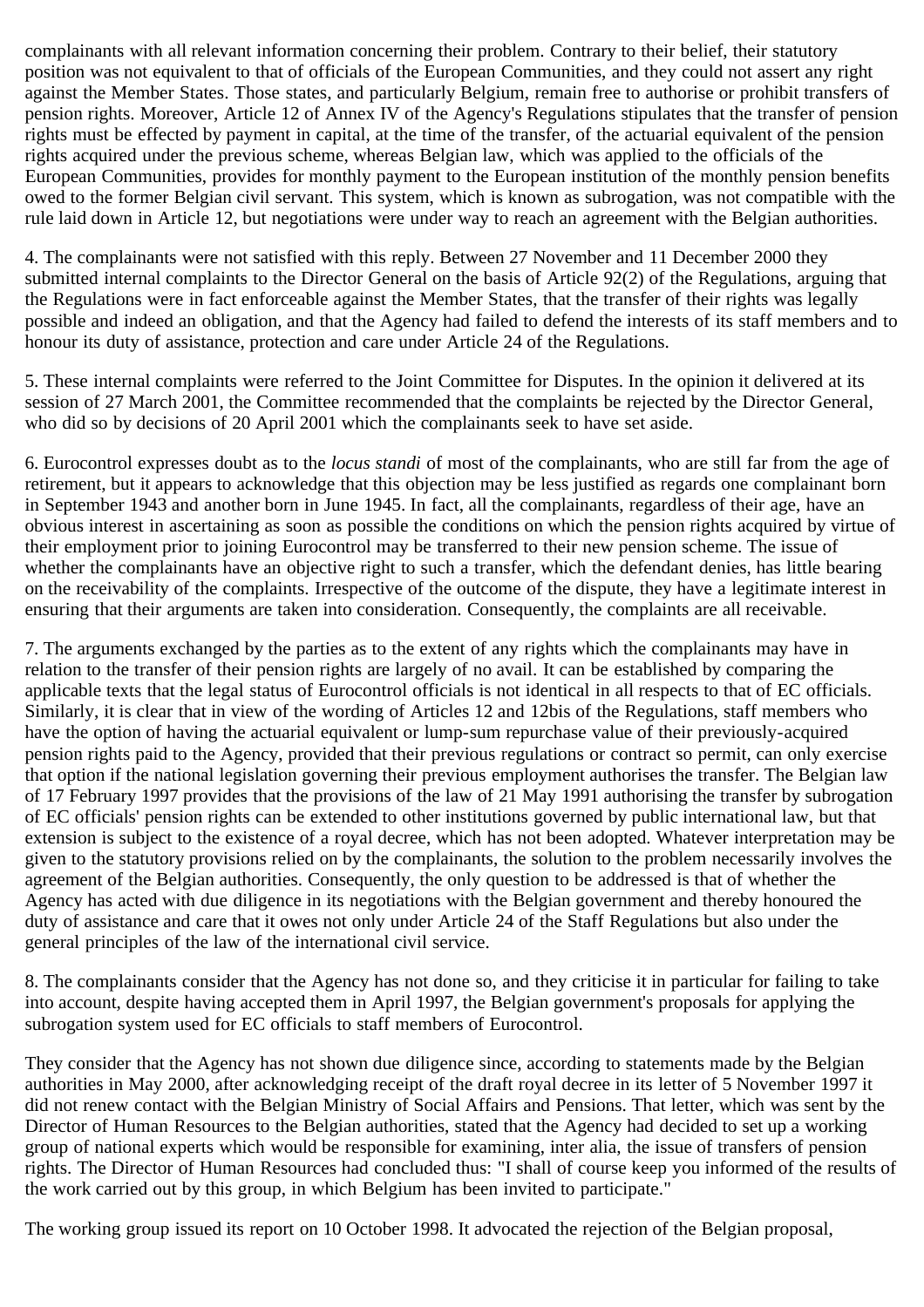complainants with all relevant information concerning their problem. Contrary to their belief, their statutory position was not equivalent to that of officials of the European Communities, and they could not assert any right against the Member States. Those states, and particularly Belgium, remain free to authorise or prohibit transfers of pension rights. Moreover, Article 12 of Annex IV of the Agency's Regulations stipulates that the transfer of pension rights must be effected by payment in capital, at the time of the transfer, of the actuarial equivalent of the pension rights acquired under the previous scheme, whereas Belgian law, which was applied to the officials of the European Communities, provides for monthly payment to the European institution of the monthly pension benefits owed to the former Belgian civil servant. This system, which is known as subrogation, was not compatible with the rule laid down in Article 12, but negotiations were under way to reach an agreement with the Belgian authorities.

4. The complainants were not satisfied with this reply. Between 27 November and 11 December 2000 they submitted internal complaints to the Director General on the basis of Article 92(2) of the Regulations, arguing that the Regulations were in fact enforceable against the Member States, that the transfer of their rights was legally possible and indeed an obligation, and that the Agency had failed to defend the interests of its staff members and to honour its duty of assistance, protection and care under Article 24 of the Regulations.

5. These internal complaints were referred to the Joint Committee for Disputes. In the opinion it delivered at its session of 27 March 2001, the Committee recommended that the complaints be rejected by the Director General, who did so by decisions of 20 April 2001 which the complainants seek to have set aside.

6. Eurocontrol expresses doubt as to the *locus standi* of most of the complainants, who are still far from the age of retirement, but it appears to acknowledge that this objection may be less justified as regards one complainant born in September 1943 and another born in June 1945. In fact, all the complainants, regardless of their age, have an obvious interest in ascertaining as soon as possible the conditions on which the pension rights acquired by virtue of their employment prior to joining Eurocontrol may be transferred to their new pension scheme. The issue of whether the complainants have an objective right to such a transfer, which the defendant denies, has little bearing on the receivability of the complaints. Irrespective of the outcome of the dispute, they have a legitimate interest in ensuring that their arguments are taken into consideration. Consequently, the complaints are all receivable.

7. The arguments exchanged by the parties as to the extent of any rights which the complainants may have in relation to the transfer of their pension rights are largely of no avail. It can be established by comparing the applicable texts that the legal status of Eurocontrol officials is not identical in all respects to that of EC officials. Similarly, it is clear that in view of the wording of Articles 12 and 12bis of the Regulations, staff members who have the option of having the actuarial equivalent or lump-sum repurchase value of their previously-acquired pension rights paid to the Agency, provided that their previous regulations or contract so permit, can only exercise that option if the national legislation governing their previous employment authorises the transfer. The Belgian law of 17 February 1997 provides that the provisions of the law of 21 May 1991 authorising the transfer by subrogation of EC officials' pension rights can be extended to other institutions governed by public international law, but that extension is subject to the existence of a royal decree, which has not been adopted. Whatever interpretation may be given to the statutory provisions relied on by the complainants, the solution to the problem necessarily involves the agreement of the Belgian authorities. Consequently, the only question to be addressed is that of whether the Agency has acted with due diligence in its negotiations with the Belgian government and thereby honoured the duty of assistance and care that it owes not only under Article 24 of the Staff Regulations but also under the general principles of the law of the international civil service.

8. The complainants consider that the Agency has not done so, and they criticise it in particular for failing to take into account, despite having accepted them in April 1997, the Belgian government's proposals for applying the subrogation system used for EC officials to staff members of Eurocontrol.

They consider that the Agency has not shown due diligence since, according to statements made by the Belgian authorities in May 2000, after acknowledging receipt of the draft royal decree in its letter of 5 November 1997 it did not renew contact with the Belgian Ministry of Social Affairs and Pensions. That letter, which was sent by the Director of Human Resources to the Belgian authorities, stated that the Agency had decided to set up a working group of national experts which would be responsible for examining, inter alia, the issue of transfers of pension rights. The Director of Human Resources had concluded thus: "I shall of course keep you informed of the results of the work carried out by this group, in which Belgium has been invited to participate."

The working group issued its report on 10 October 1998. It advocated the rejection of the Belgian proposal,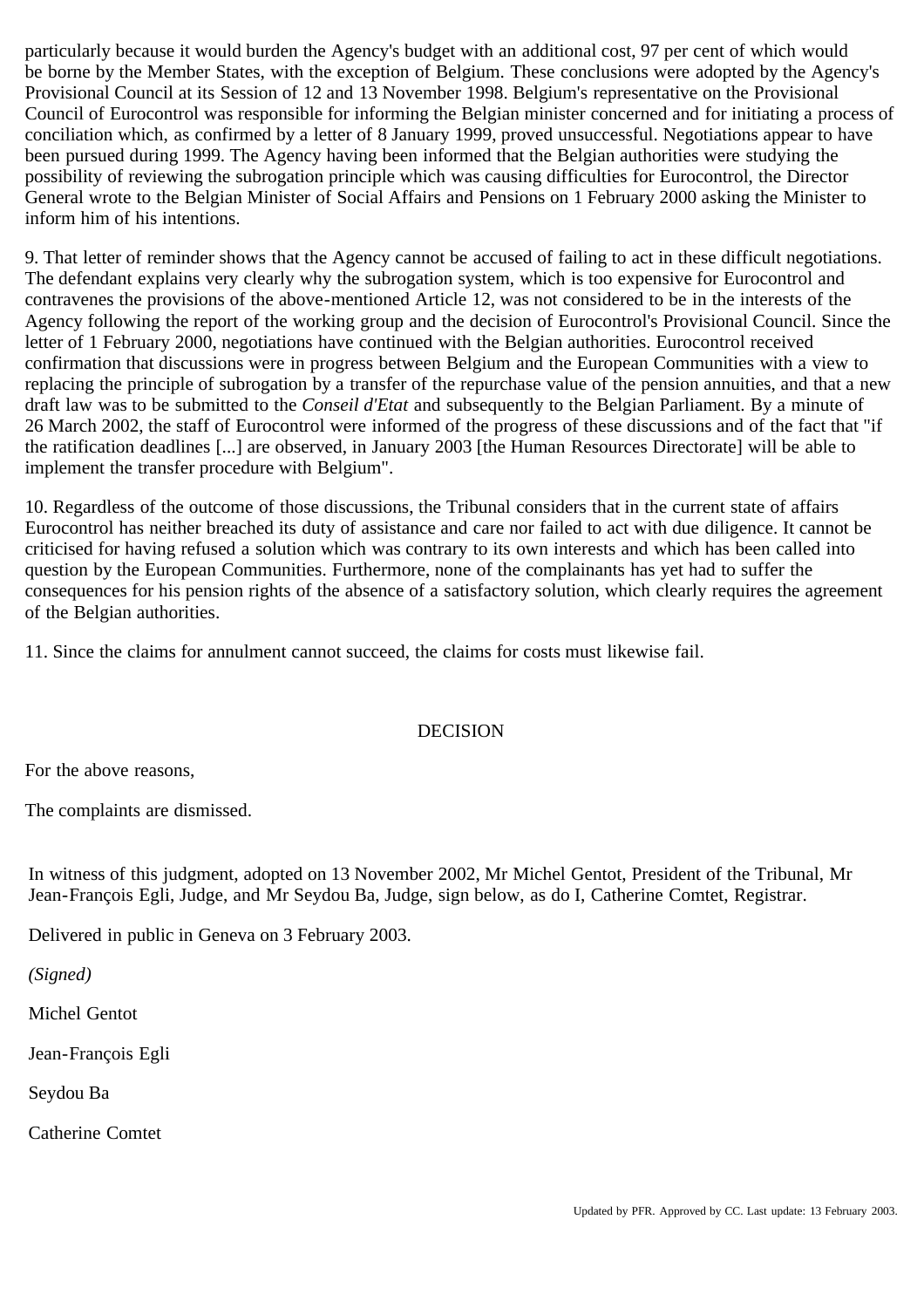particularly because it would burden the Agency's budget with an additional cost, 97 per cent of which would be borne by the Member States, with the exception of Belgium. These conclusions were adopted by the Agency's Provisional Council at its Session of 12 and 13 November 1998. Belgium's representative on the Provisional Council of Eurocontrol was responsible for informing the Belgian minister concerned and for initiating a process of conciliation which, as confirmed by a letter of 8 January 1999, proved unsuccessful. Negotiations appear to have been pursued during 1999. The Agency having been informed that the Belgian authorities were studying the possibility of reviewing the subrogation principle which was causing difficulties for Eurocontrol, the Director General wrote to the Belgian Minister of Social Affairs and Pensions on 1 February 2000 asking the Minister to inform him of his intentions.

9. That letter of reminder shows that the Agency cannot be accused of failing to act in these difficult negotiations. The defendant explains very clearly why the subrogation system, which is too expensive for Eurocontrol and contravenes the provisions of the above-mentioned Article 12, was not considered to be in the interests of the Agency following the report of the working group and the decision of Eurocontrol's Provisional Council. Since the letter of 1 February 2000, negotiations have continued with the Belgian authorities. Eurocontrol received confirmation that discussions were in progress between Belgium and the European Communities with a view to replacing the principle of subrogation by a transfer of the repurchase value of the pension annuities, and that a new draft law was to be submitted to the *Conseil d'Etat* and subsequently to the Belgian Parliament. By a minute of 26 March 2002, the staff of Eurocontrol were informed of the progress of these discussions and of the fact that "if the ratification deadlines [...] are observed, in January 2003 [the Human Resources Directorate] will be able to implement the transfer procedure with Belgium".

10. Regardless of the outcome of those discussions, the Tribunal considers that in the current state of affairs Eurocontrol has neither breached its duty of assistance and care nor failed to act with due diligence. It cannot be criticised for having refused a solution which was contrary to its own interests and which has been called into question by the European Communities. Furthermore, none of the complainants has yet had to suffer the consequences for his pension rights of the absence of a satisfactory solution, which clearly requires the agreement of the Belgian authorities.

11. Since the claims for annulment cannot succeed, the claims for costs must likewise fail.

## DECISION

For the above reasons,

The complaints are dismissed.

In witness of this judgment, adopted on 13 November 2002, Mr Michel Gentot, President of the Tribunal, Mr Jean-François Egli, Judge, and Mr Seydou Ba, Judge, sign below, as do I, Catherine Comtet, Registrar.

Delivered in public in Geneva on 3 February 2003.

*(Signed)*

Michel Gentot

Jean-François Egli

Seydou Ba

Catherine Comtet

Updated by PFR. Approved by CC. Last update: 13 February 2003.